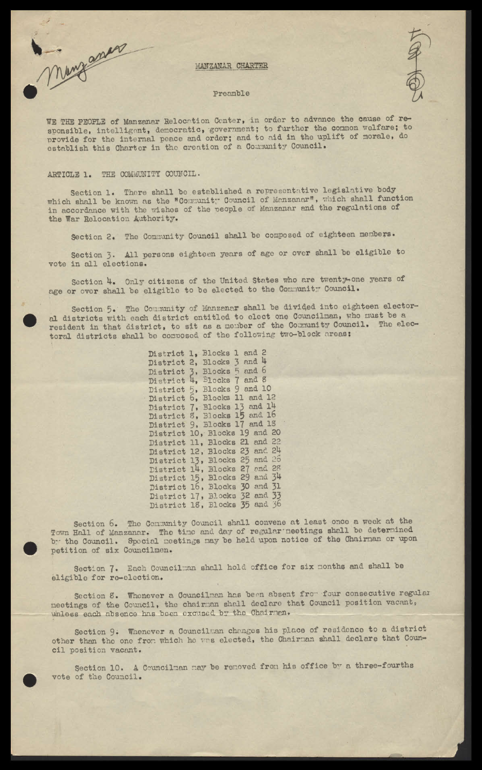Manzanar

# MANZANAR CHARTER

## Preamble

WE THE PEOPLE of Manzanar Relocation Center, in order to advance the cause of responsible, intelligent, democratic, government; to further the common welfare; to provide for the internal peace and order; and to aid in the uplift of morale, do establish this Charter in the creation of a Community Council.

## ARTICLE 1. THE COMMUNITY COUNCIL.

Section 1. There shall be established a representative legislative body which shall be known as the "Community Council of Manzanar", which shall function in accordance with the wishes of the people of Manzanar and the regulations of the War Relocation Authority.

Section 2. The Community Council shall be composed of eighteen members.

Section 3. All persons eighteen years of age or over shall be eligible to vote in all elections.

Section 4. Only citizens of the United States who are twenty-one years of age or over shall be eligible to be elected to the Community Council.

Section 5. The Community of Manzanar shall be divided into eighteen electoral districts with each district entitled to elect one Councilman, who must be a resident in that district, to sit as a member of the Community Council. The electoral districts shall be composed of the following two-block areas:

District 1, Blocks 1 and 2
District 2, Blocks 3 and 4
District 3, Blocks 5 and 6
District 4, Blocks 7 and 8
District 5, Blocks 9 and 10
District 6, Blocks 11 and 12
District 7, Blocks 13 and 14
District 8, Blocks 15 and 16
District 9, Blocks 17 and 18
District 10, Blocks 19 and 20
District 11, Blocks 21 and 22
District 12, Blocks 23 and 24
District 13, Blocks 25 and 26
District 14, Blocks 27 and 28
District 15, Blocks 29 and 34
District 16, Blocks 30 and 31
District 17, Blocks 32 and 33
District 18, Blocks 35 and 36

Section 6. The Community Council shall convene at least once a week at the Town Hall of Manzanar. The time and day of regular meetings shall be determined by the Council. Special meetings may be held upon notice of the Chairman or upon petition of six Councilmen.

Section 7. Each Councilman shall hold office for six months and shall be eligible for re-election.

Section 8. Whenever a Councilman has been absent from four consecutive regular meetings of the Council, the chairman shall declare that Council position vacant, unless each absence has been excused by the Chairman.

Section 9. Whenever a Councilman changes his place of residence to a district other than the one from which he was elected, the Chairman shall declare that Council position vacant.

Section 10. A Councilman may be removed from his office by a three-fourths vote of the Council.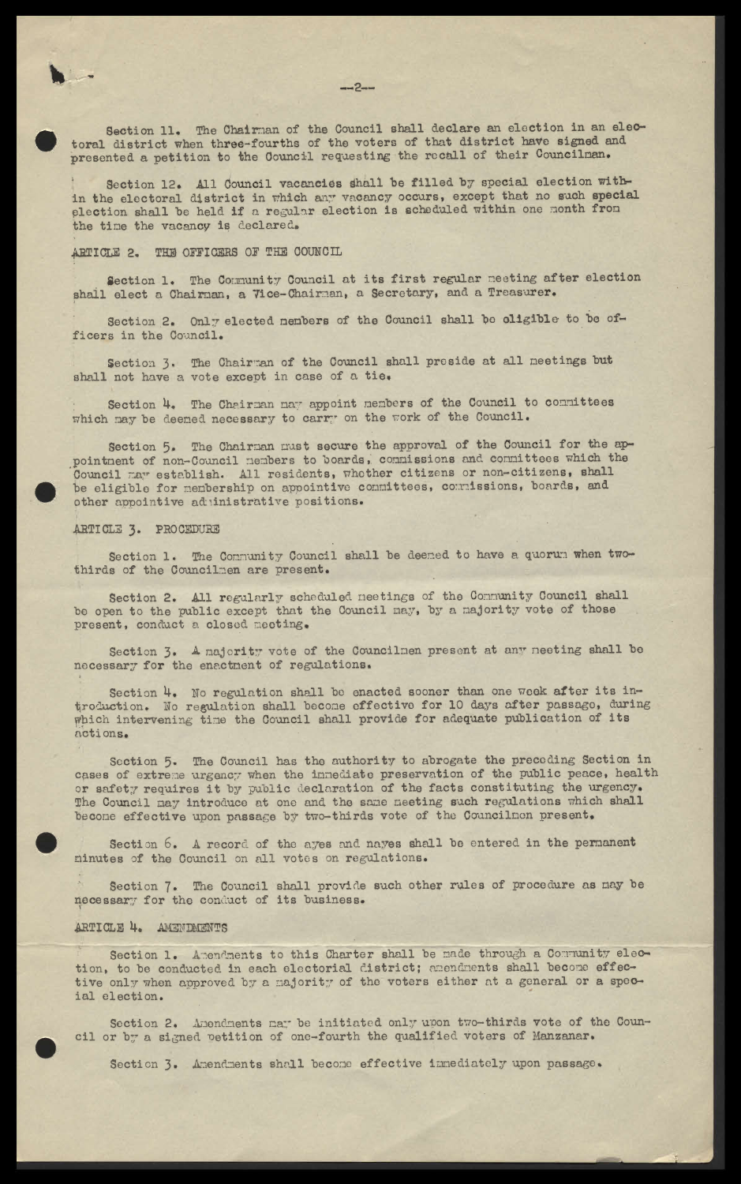Section 11. The Chairman of the Council shall declare an election in an electoral district when three-fourths of the voters of that district have signed and presented a petition to the Council requesting the recall of their Councilman.

Section 12. All Council vacancies shall be filled by special election within the electoral district in which any vacancy occurs, except that no such special election shall be held if a regular election is scheduled within one month from the time the vacancy is declared.

## ARTICLE 2. THE OFFICERS OF THE COUNCIL

Section 1. The Community Council at its first regular meeting after election shall elect a Chairman, a Vice-Chairman, a Secretary, and a Treasurer.

Section 2. Only elected members of the Council shall be eligible to be officers in the Council.

Section 3. The Chairman of the Council shall preside at all meetings but shall not have a vote except in case of a tie.

Section 4. The Chairman may appoint members of the Council to committees which may be deemed necessary to carry on the work of the Council.

Section 5. The Chairman must secure the approval of the Council for the appointment of non-Council members to boards, commissions and committees which the Council may establish. All residents, whether citizens or non-citizens, shall be eligible for membership on appointive committees, commissions, boards, and other appointive administrative positions.

## ARTICLE 3. PROCEDURE

Section 1. The Community Council shall be deemed to have a quorum when two-thirds of the Councilmen are present.

Section 2. All regularly scheduled meetings of the Community Council shall be open to the public except that the Council may, by a majority vote of those present, conduct a closed meeting.

Section 3. A majority vote of the Councilmen present at any meeting shall be necessary for the enactment of regulations.

Section 4. No regulation shall be enacted sooner than one week after its introduction. No regulation shall become effective for 10 days after passage, during which intervening time the Council shall provide for adequate publication of its actions.

Section 5. The Council has the authority to abrogate the preceding Section in cases of extreme urgency when the immediate preservation of the public peace, health or safety requires it by public declaration of the facts constituting the urgency. The Council may introduce at one and the same meeting such regulations which shall become effective upon passage by two-thirds vote of the Councilmen present.

Section 6. A record of the ayes and nayes shall be entered in the permanent minutes of the Council on all votes on regulations.

Section 7. The Council shall provide such other rules of procedure as may be necessary for the conduct of its business.

## ARTICLE 4. AMENDMENTS

Section 1. Amendments to this Charter shall be made through a Community election, to be conducted in each electorial district; amendments shall become effective only when approved by a majority of the voters either at a general or a special election.

Section 2. Amendments may be initiated only upon two-thirds vote of the Council or by a signed petition of one-fourth the qualified voters of Manzanar.

Section 3. Amendments shall become effective immediately upon passage.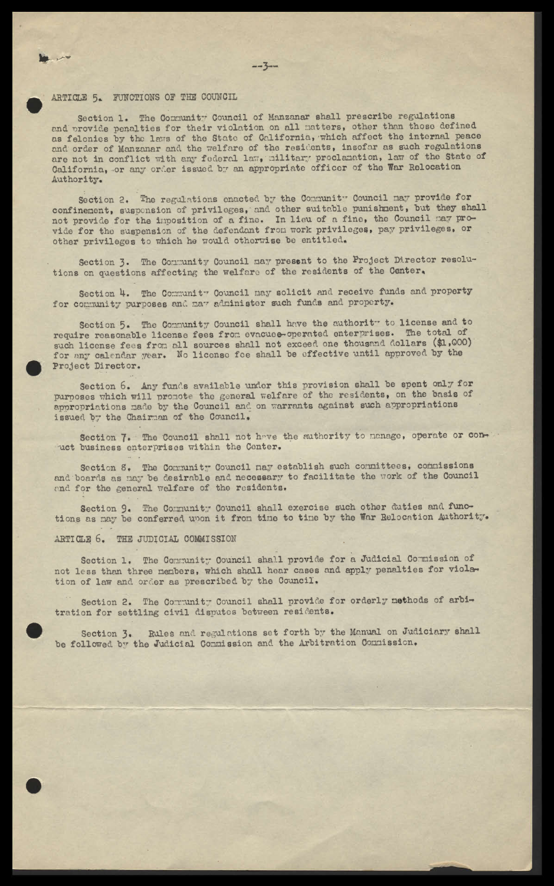## ARTICLE 5. FUNCTIONS OF THE COUNCIL

Section 1. The Community Council of Manzanar shall prescribe regulations and provide penalties for their violation on all matters, other than those defined as felonies by the laws of the State of California, which affect the internal peace and order of Manzanar and the welfare of the residents, insofar as such regulations are not in conflict with any federal law, military proclamation, law of the State of California, or any order issued by an appropriate officer of the War Relocation Authority.

Section 2. The regulations enacted by the Community Council may provide for confinement, suspension of privileges, and other suitable punishment, but they shall not provide for the imposition of a fine. In lieu of a fine, the Council may provide for the suspension of the defendant from work privileges, pay privileges, or other privileges to which he would otherwise be entitled.

Section 3. The Community Council may present to the Project Director resolutions on questions affecting the welfare of the residents of the Center.

Section 4. The Community Council may solicit and receive funds and property for community purposes and may administer such funds and property.

Section 5. The Community Council shall have the authority to license and to require reasonable license fees from evacuee-operated enterprises. The total of such license fees from all sources shall not exceed one thousand dollars ($1,000) for any calendar year. No license fee shall be effective until approved by the Project Director.

Section 6. Any funds available under this provision shall be spent only for purposes which will promote the general welfare of the residents, on the basis of appropriations made by the Council and on warrants against such appropriations issued by the Chairman of the Council.

Section 7. The Council shall not have the authority to manage, operate or conduct business enterprises within the Center.

Section 8. The Community Council may establish such committees, commissions and boards as may be desirable and necessary to facilitate the work of the Council and for the general welfare of the residents.

Section 9. The Community Council shall exercise such other duties and functions as may be conferred upon it from time to time by the War Relocation Authority.

## ARTICLE 6. THE JUDICIAL COMMISSION

Section 1. The Community Council shall provide for a Judicial Commission of not less than three members, which shall hear cases and apply penalties for violation of law and order as prescribed by the Council.

Section 2. The Community Council shall provide for orderly methods of arbitration for settling civil disputes between residents.

Section 3. Rules and regulations set forth by the Manual on Judiciary shall be followed by the Judicial Commission and the Arbitration Commission.